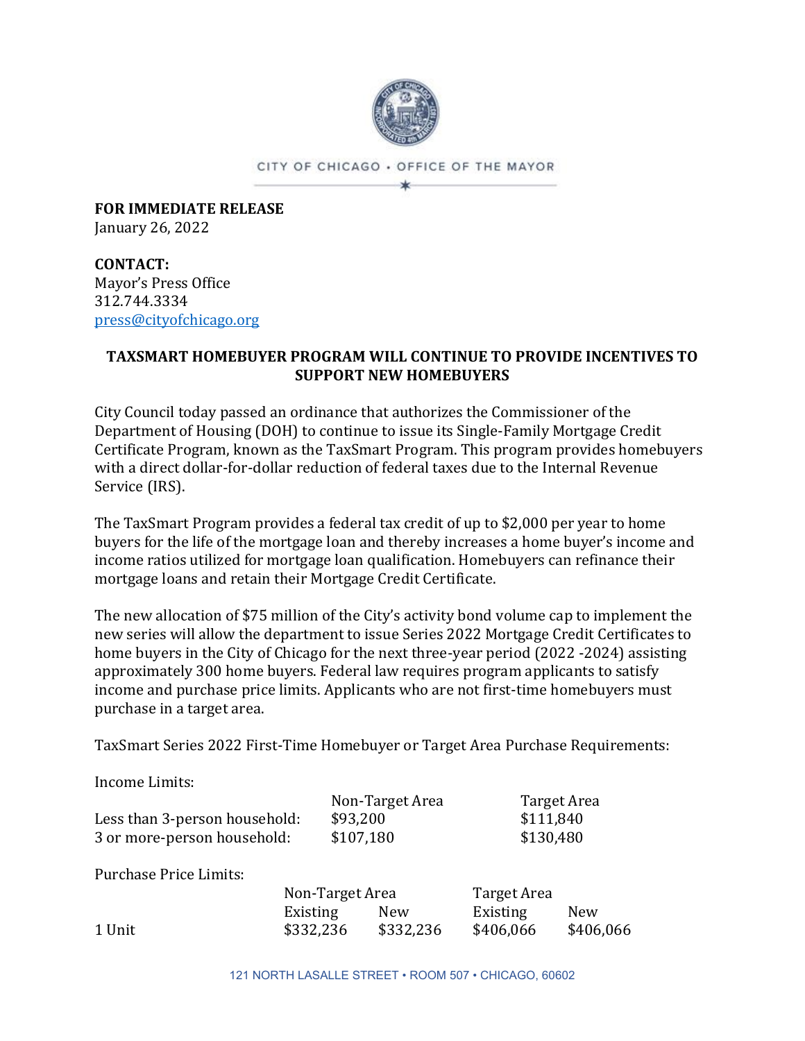CITY OF CHICAGO • OFFICE OF THE MAYOR

**FOR IMMEDIATE RELEASE**
January 26, 2022

**CONTACT:**
Mayor's Press Office
312.744.3334
press@cityofchicago.org

## TAXSMART HOMEBUYER PROGRAM WILL CONTINUE TO PROVIDE INCENTIVES TO SUPPORT NEW HOMEBUYERS

City Council today passed an ordinance that authorizes the Commissioner of the Department of Housing (DOH) to continue to issue its Single-Family Mortgage Credit Certificate Program, known as the TaxSmart Program. This program provides homebuyers with a direct dollar-for-dollar reduction of federal taxes due to the Internal Revenue Service (IRS).

The TaxSmart Program provides a federal tax credit of up to $2,000 per year to home buyers for the life of the mortgage loan and thereby increases a home buyer's income and income ratios utilized for mortgage loan qualification. Homebuyers can refinance their mortgage loans and retain their Mortgage Credit Certificate.

The new allocation of $75 million of the City's activity bond volume cap to implement the new series will allow the department to issue Series 2022 Mortgage Credit Certificates to home buyers in the City of Chicago for the next three-year period (2022 -2024) assisting approximately 300 home buyers. Federal law requires program applicants to satisfy income and purchase price limits. Applicants who are not first-time homebuyers must purchase in a target area.

TaxSmart Series 2022 First-Time Homebuyer or Target Area Purchase Requirements:

Income Limits:

| | Non-Target Area | Target Area |
|---|---|---|
| Less than 3-person household: | $93,200 | $111,840 |
| 3 or more-person household: | $107,180 | $130,480 |

Purchase Price Limits:

| | Non-Target Area | | Target Area | |
|---|---|---|---|---|
| | Existing | New | Existing | New |
| 1 Unit | $332,236 | $332,236 | $406,066 | $406,066 |

121 NORTH LASALLE STREET • ROOM 507 • CHICAGO, 60602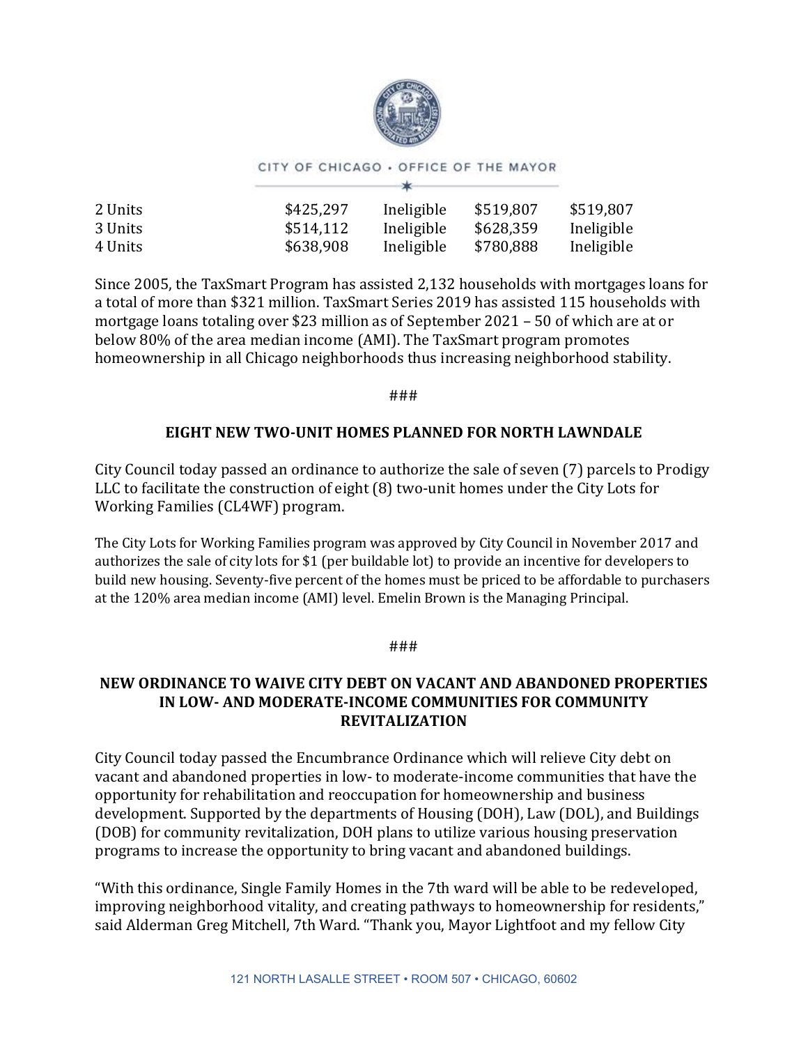| 2 Units | $425,297 | Ineligible | $519,807 | $519,807 |
|---|---|---|---|---|
| 3 Units | $514,112 | Ineligible | $628,359 | Ineligible |
| 4 Units | $638,908 | Ineligible | $780,888 | Ineligible |

Since 2005, the TaxSmart Program has assisted 2,132 households with mortgages loans for a total of more than $321 million. TaxSmart Series 2019 has assisted 115 households with mortgage loans totaling over $23 million as of September 2021 – 50 of which are at or below 80% of the area median income (AMI). The TaxSmart program promotes homeownership in all Chicago neighborhoods thus increasing neighborhood stability.

###

## EIGHT NEW TWO-UNIT HOMES PLANNED FOR NORTH LAWNDALE

City Council today passed an ordinance to authorize the sale of seven (7) parcels to Prodigy LLC to facilitate the construction of eight (8) two-unit homes under the City Lots for Working Families (CL4WF) program.

The City Lots for Working Families program was approved by City Council in November 2017 and authorizes the sale of city lots for $1 (per buildable lot) to provide an incentive for developers to build new housing. Seventy-five percent of the homes must be priced to be affordable to purchasers at the 120% area median income (AMI) level. Emelin Brown is the Managing Principal.

###

## NEW ORDINANCE TO WAIVE CITY DEBT ON VACANT AND ABANDONED PROPERTIES IN LOW- AND MODERATE-INCOME COMMUNITIES FOR COMMUNITY REVITALIZATION

City Council today passed the Encumbrance Ordinance which will relieve City debt on vacant and abandoned properties in low- to moderate-income communities that have the opportunity for rehabilitation and reoccupation for homeownership and business development. Supported by the departments of Housing (DOH), Law (DOL), and Buildings (DOB) for community revitalization, DOH plans to utilize various housing preservation programs to increase the opportunity to bring vacant and abandoned buildings.

"With this ordinance, Single Family Homes in the 7th ward will be able to be redeveloped, improving neighborhood vitality, and creating pathways to homeownership for residents," said Alderman Greg Mitchell, 7th Ward. "Thank you, Mayor Lightfoot and my fellow City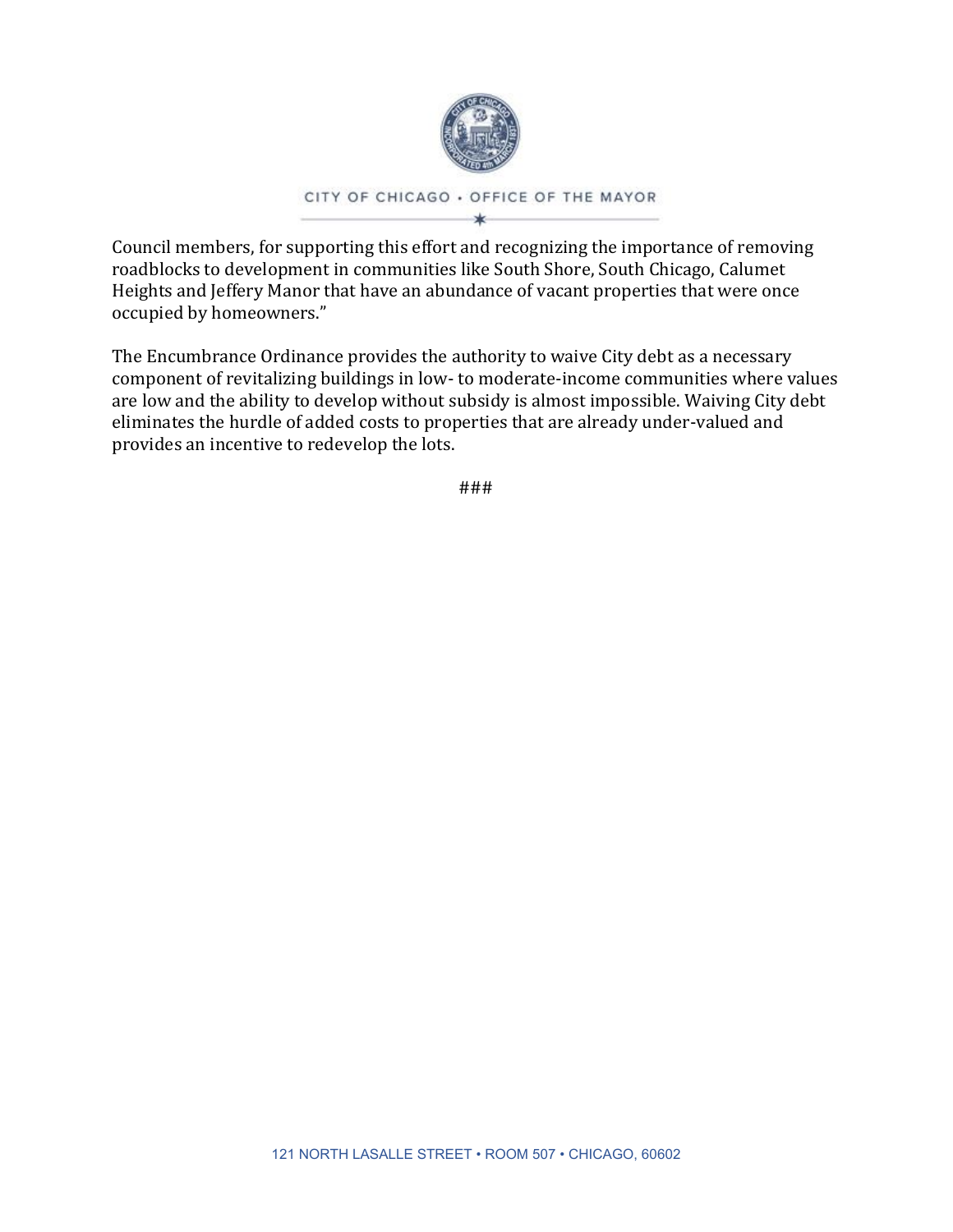Council members, for supporting this effort and recognizing the importance of removing roadblocks to development in communities like South Shore, South Chicago, Calumet Heights and Jeffery Manor that have an abundance of vacant properties that were once occupied by homeowners."

The Encumbrance Ordinance provides the authority to waive City debt as a necessary component of revitalizing buildings in low- to moderate-income communities where values are low and the ability to develop without subsidy is almost impossible. Waiving City debt eliminates the hurdle of added costs to properties that are already under-valued and provides an incentive to redevelop the lots.

###